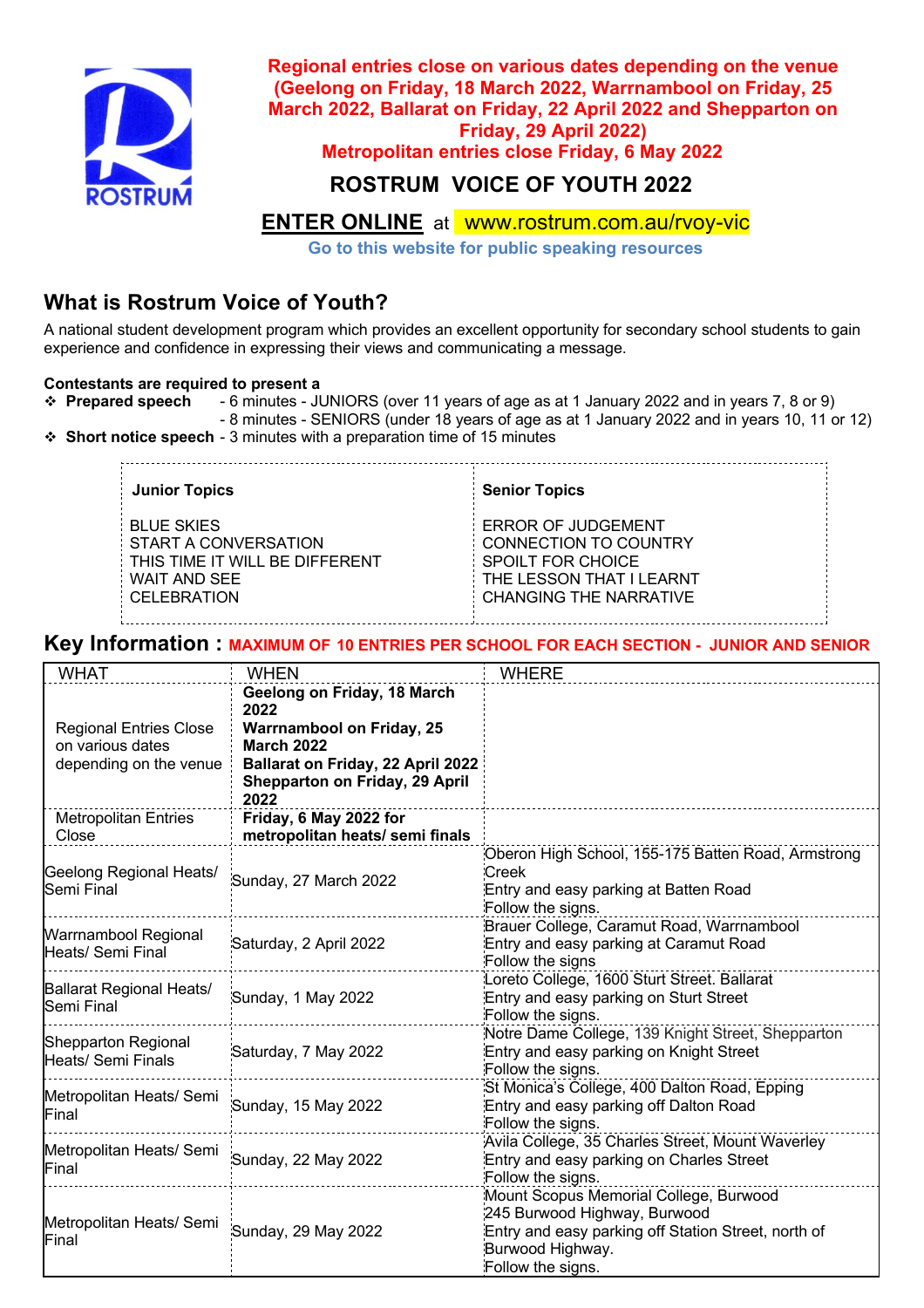ROSTRUM

**Regional entries close on various dates depending on the venue (Geelong on Friday, 18 March 2022, Warrnambool on Friday, 25 March 2022, Ballarat on Friday, 22 April 2022 and Shepparton on Friday, 29 April 2022)**
**Metropolitan entries close Friday, 6 May 2022**

# ROSTRUM VOICE OF YOUTH 2022

**ENTER ONLINE** at www.rostrum.com.au/rvoy-vic

**Go to this website for public speaking resources**

## What is Rostrum Voice of Youth?

A national student development program which provides an excellent opportunity for secondary school students to gain experience and confidence in expressing their views and communicating a message.

**Contestants are required to present a**

- **Prepared speech** - 6 minutes - JUNIORS (over 11 years of age as at 1 January 2022 and in years 7, 8 or 9)
  - 8 minutes - SENIORS (under 18 years of age as at 1 January 2022 and in years 10, 11 or 12)
- **Short notice speech** - 3 minutes with a preparation time of 15 minutes

| Junior Topics | Senior Topics |
|---|---|
| BLUE SKIES | ERROR OF JUDGEMENT |
| START A CONVERSATION | CONNECTION TO COUNTRY |
| THIS TIME IT WILL BE DIFFERENT | SPOILT FOR CHOICE |
| WAIT AND SEE | THE LESSON THAT I LEARNT |
| CELEBRATION | CHANGING THE NARRATIVE |

## Key Information : MAXIMUM OF 10 ENTRIES PER SCHOOL FOR EACH SECTION - JUNIOR AND SENIOR

| WHAT | WHEN | WHERE |
|---|---|---|
| Regional Entries Close on various dates depending on the venue | **Geelong on Friday, 18 March 2022**<br>**Warrnambool on Friday, 25 March 2022**<br>**Ballarat on Friday, 22 April 2022**<br>**Shepparton on Friday, 29 April 2022** | |
| Metropolitan Entries Close | **Friday, 6 May 2022 for metropolitan heats/ semi finals** | |
| Geelong Regional Heats/ Semi Final | Sunday, 27 March 2022 | Oberon High School, 155-175 Batten Road, Armstrong Creek<br>Entry and easy parking at Batten Road<br>Follow the signs. |
| Warrnambool Regional Heats/ Semi Final | Saturday, 2 April 2022 | Brauer College, Caramut Road, Warrnambool<br>Entry and easy parking at Caramut Road<br>Follow the signs |
| Ballarat Regional Heats/ Semi Final | Sunday, 1 May 2022 | Loreto College, 1600 Sturt Street. Ballarat<br>Entry and easy parking on Sturt Street<br>Follow the signs. |
| Shepparton Regional Heats/ Semi Finals | Saturday, 7 May 2022 | Notre Dame College, 139 Knight Street, Shepparton<br>Entry and easy parking on Knight Street<br>Follow the signs. |
| Metropolitan Heats/ Semi Final | Sunday, 15 May 2022 | St Monica's College, 400 Dalton Road, Epping<br>Entry and easy parking off Dalton Road<br>Follow the signs. |
| Metropolitan Heats/ Semi Final | Sunday, 22 May 2022 | Avila College, 35 Charles Street, Mount Waverley<br>Entry and easy parking on Charles Street<br>Follow the signs. |
| Metropolitan Heats/ Semi Final | Sunday, 29 May 2022 | Mount Scopus Memorial College, Burwood<br>245 Burwood Highway, Burwood<br>Entry and easy parking off Station Street, north of Burwood Highway.<br>Follow the signs. |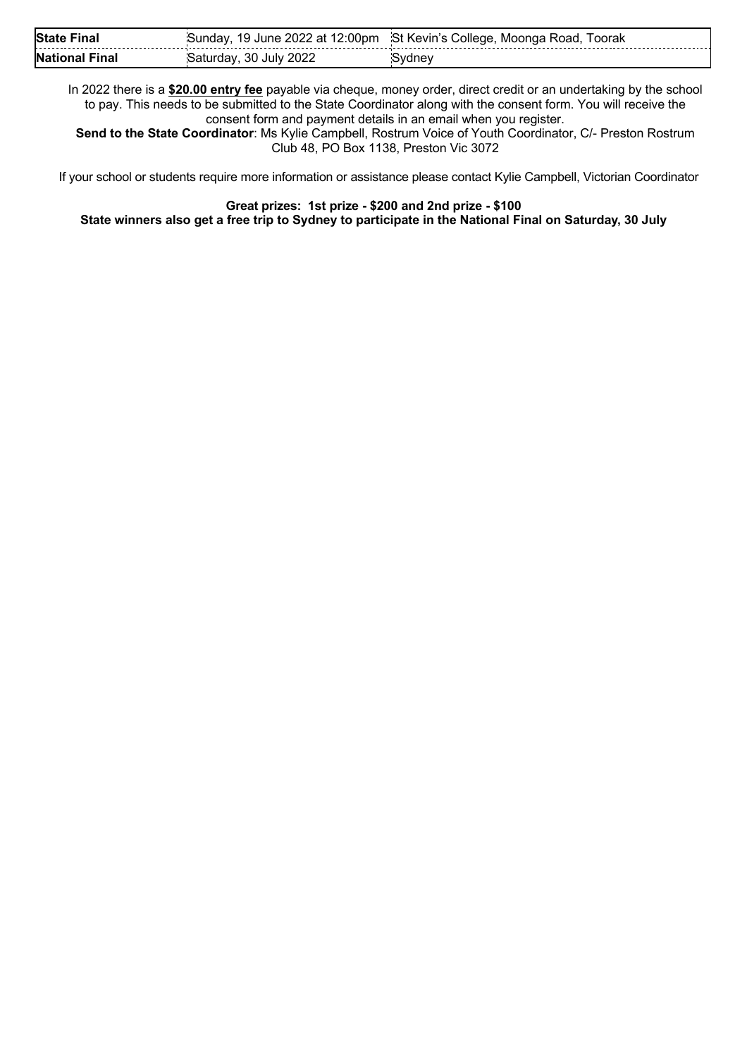| | | |
|---|---|---|
| **State Final** | Sunday, 19 June 2022 at 12:00pm | St Kevin's College, Moonga Road, Toorak |
| **National Final** | Saturday, 30 July 2022 | Sydney |

In 2022 there is a **$20.00 entry fee** payable via cheque, money order, direct credit or an undertaking by the school to pay. This needs to be submitted to the State Coordinator along with the consent form. You will receive the consent form and payment details in an email when you register.

**Send to the State Coordinator**: Ms Kylie Campbell, Rostrum Voice of Youth Coordinator, C/- Preston Rostrum Club 48, PO Box 1138, Preston Vic 3072

If your school or students require more information or assistance please contact Kylie Campbell, Victorian Coordinator

**Great prizes: 1st prize - $200 and 2nd prize - $100**
**State winners also get a free trip to Sydney to participate in the National Final on Saturday, 30 July**